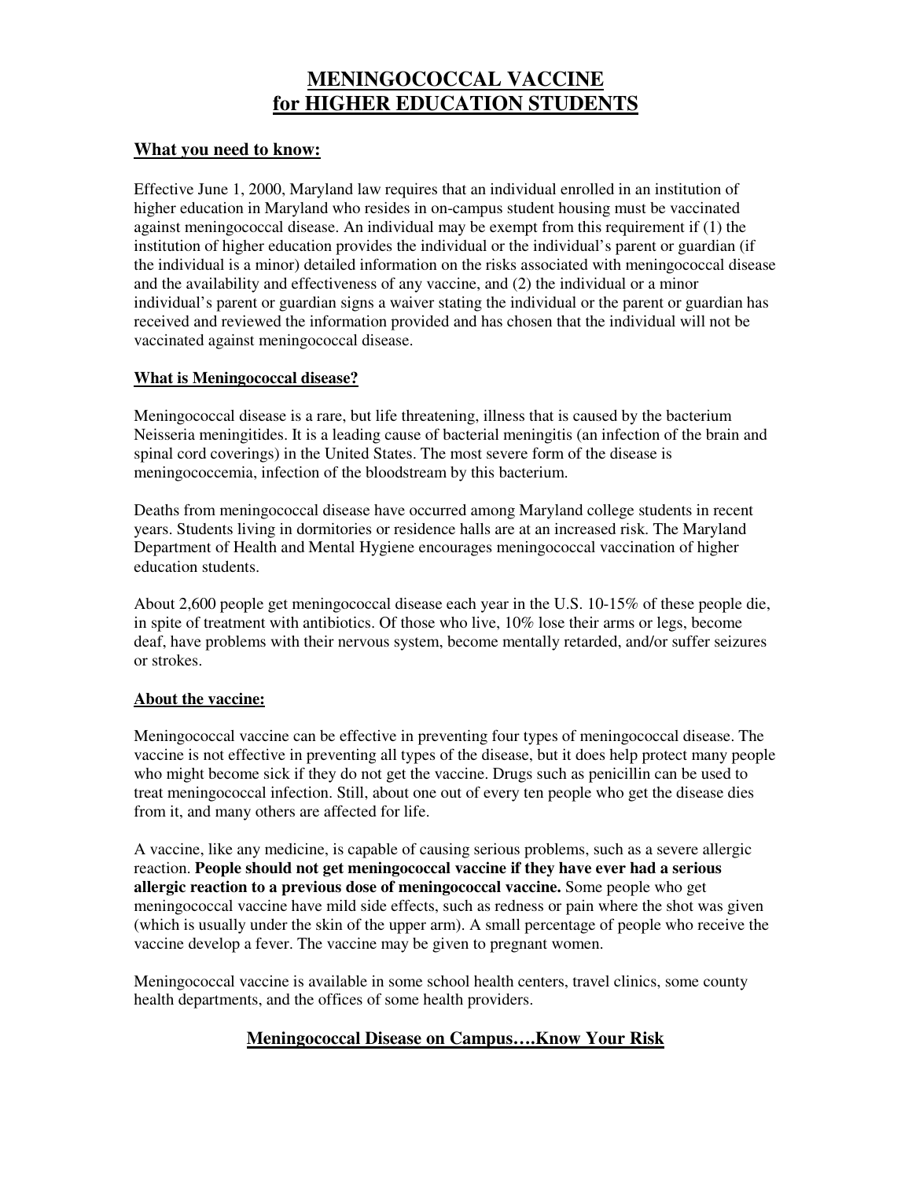# MENINGOCOCCAL VACCINE for HIGHER EDUCATION STUDENTS

## What you need to know:

Effective June 1, 2000, Maryland law requires that an individual enrolled in an institution of higher education in Maryland who resides in on-campus student housing must be vaccinated against meningococcal disease. An individual may be exempt from this requirement if (1) the institution of higher education provides the individual or the individual's parent or guardian (if the individual is a minor) detailed information on the risks associated with meningococcal disease and the availability and effectiveness of any vaccine, and (2) the individual or a minor individual's parent or guardian signs a waiver stating the individual or the parent or guardian has received and reviewed the information provided and has chosen that the individual will not be vaccinated against meningococcal disease.

### What is Meningococcal disease?

Meningococcal disease is a rare, but life threatening, illness that is caused by the bacterium Neisseria meningitides. It is a leading cause of bacterial meningitis (an infection of the brain and spinal cord coverings) in the United States. The most severe form of the disease is meningococcemia, infection of the bloodstream by this bacterium.

Deaths from meningococcal disease have occurred among Maryland college students in recent years. Students living in dormitories or residence halls are at an increased risk. The Maryland Department of Health and Mental Hygiene encourages meningococcal vaccination of higher education students.

About 2,600 people get meningococcal disease each year in the U.S. 10-15% of these people die, in spite of treatment with antibiotics. Of those who live, 10% lose their arms or legs, become deaf, have problems with their nervous system, become mentally retarded, and/or suffer seizures or strokes.

### About the vaccine:

Meningococcal vaccine can be effective in preventing four types of meningococcal disease. The vaccine is not effective in preventing all types of the disease, but it does help protect many people who might become sick if they do not get the vaccine. Drugs such as penicillin can be used to treat meningococcal infection. Still, about one out of every ten people who get the disease dies from it, and many others are affected for life.

A vaccine, like any medicine, is capable of causing serious problems, such as a severe allergic reaction. **People should not get meningococcal vaccine if they have ever had a serious allergic reaction to a previous dose of meningococcal vaccine.** Some people who get meningococcal vaccine have mild side effects, such as redness or pain where the shot was given (which is usually under the skin of the upper arm). A small percentage of people who receive the vaccine develop a fever. The vaccine may be given to pregnant women.

Meningococcal vaccine is available in some school health centers, travel clinics, some county health departments, and the offices of some health providers.

## Meningococcal Disease on Campus….Know Your Risk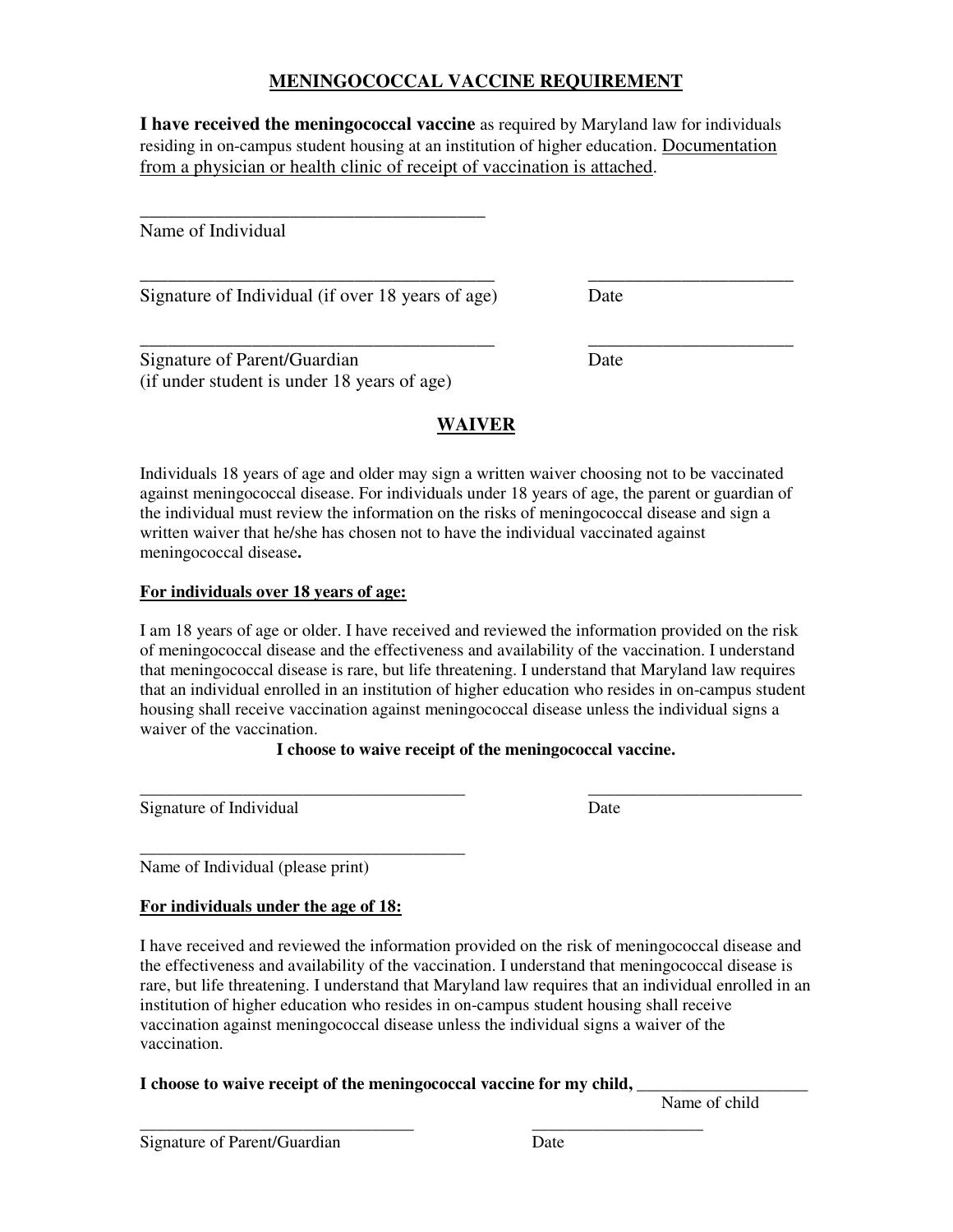# MENINGOCOCCAL VACCINE REQUIREMENT

**I have received the meningococcal vaccine** as required by Maryland law for individuals residing in on-campus student housing at an institution of higher education. Documentation from a physician or health clinic of receipt of vaccination is attached.

______________________________________
Name of Individual

______________________________________ ______________________
Signature of Individual (if over 18 years of age) Date

______________________________________ ______________________
Signature of Parent/Guardian Date
(if under student is under 18 years of age)

## WAIVER

Individuals 18 years of age and older may sign a written waiver choosing not to be vaccinated against meningococcal disease. For individuals under 18 years of age, the parent or guardian of the individual must review the information on the risks of meningococcal disease and sign a written waiver that he/she has chosen not to have the individual vaccinated against meningococcal disease**.**

**For individuals over 18 years of age:**

I am 18 years of age or older. I have received and reviewed the information provided on the risk of meningococcal disease and the effectiveness and availability of the vaccination. I understand that meningococcal disease is rare, but life threatening. I understand that Maryland law requires that an individual enrolled in an institution of higher education who resides in on-campus student housing shall receive vaccination against meningococcal disease unless the individual signs a waiver of the vaccination.

**I choose to waive receipt of the meningococcal vaccine.**

______________________________________ ________________________
Signature of Individual Date

______________________________________
Name of Individual (please print)

**For individuals under the age of 18:**

I have received and reviewed the information provided on the risk of meningococcal disease and the effectiveness and availability of the vaccination. I understand that meningococcal disease is rare, but life threatening. I understand that Maryland law requires that an individual enrolled in an institution of higher education who resides in on-campus student housing shall receive vaccination against meningococcal disease unless the individual signs a waiver of the vaccination.

**I choose to waive receipt of the meningococcal vaccine for my child,** ___________________
Name of child

________________________________ ____________________
Signature of Parent/Guardian Date